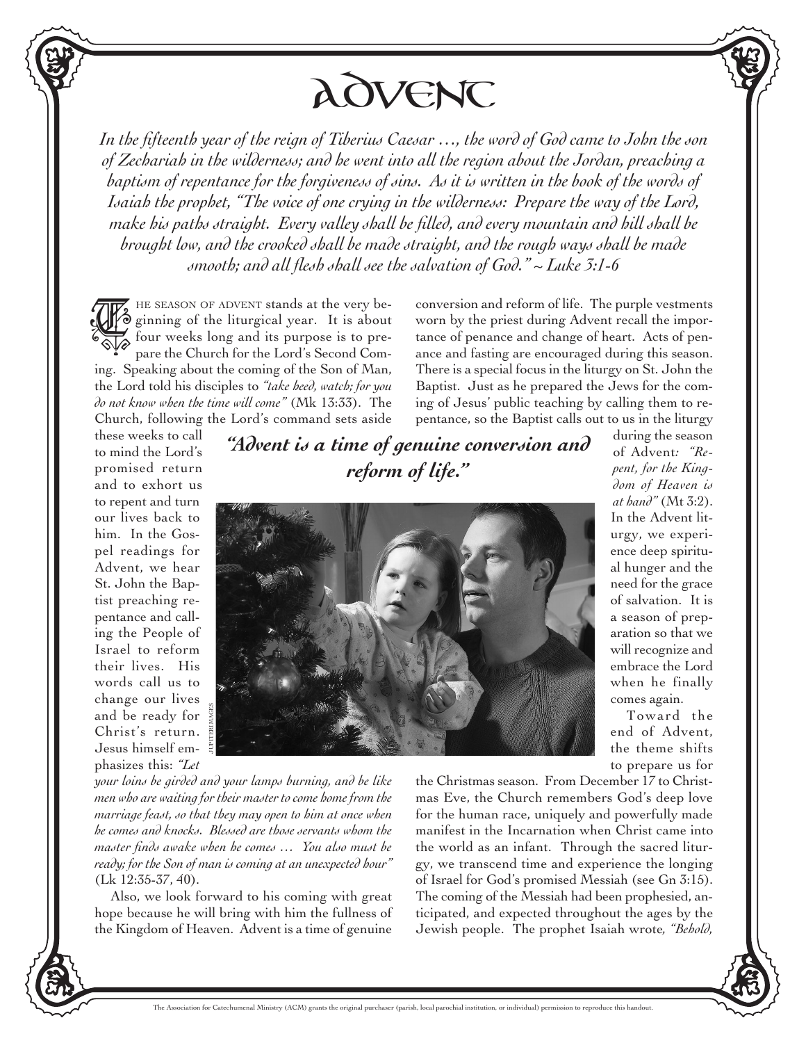# Advent

*In the fifteenth year of the reign of Tiberius Caesar …, the word of God came to John the son of Zechariah in the wilderness; and he went into all the region about the Jordan, preaching a baptism of repentance for the forgiveness of sins. As it is written in the book of the words of Isaiah the prophet, "The voice of one crying in the wilderness: Prepare the way of the Lord, make his paths straight. Every valley shall be filled, and every mountain and hill shall be brought low, and the crooked shall be made straight, and the rough ways shall be made smooth; and all flesh shall see the salvation of God." ~ Luke 3:1-6*

The season of Advent stands at the very beginning of the liturgical year. It is about four weeks long and its purpose is to prepare the Church for the Lord's Second Coming. Speaking about the coming of the Son of Man, the Lord told his disciples to *"take heed, watch; for you do not know when the time will come"* (Mk 13:33). The Church, following the Lord's command sets aside these weeks to call to mind the Lord's promised return and to exhort us to repent and turn our lives back to him. In the Gospel readings for Advent, we hear St. John the Baptist preaching repentance and calling the People of Israel to reform their lives. His words call us to change our lives and be ready for Christ's return. Jesus himself emphasizes this: *"Let your loins be girded and your lamps burning, and be like men who are waiting for their master to come home from the marriage feast, so that they may open to him at once when he comes and knocks. Blessed are those servants whom the master finds awake when he comes … You also must be ready; for the Son of man is coming at an unexpected hour"* (Lk 12:35-37, 40).

Also, we look forward to his coming with great hope because he will bring with him the fullness of the Kingdom of Heaven. Advent is a time of genuine conversion and reform of life. The purple vestments worn by the priest during Advent recall the importance of penance and change of heart. Acts of penance and fasting are encouraged during this season. There is a special focus in the liturgy on St. John the Baptist. Just as he prepared the Jews for the coming of Jesus' public teaching by calling them to repentance, so the Baptist calls out to us in the liturgy during the season of Advent: *"Repent, for the Kingdom of Heaven is at hand"* (Mt 3:2). In the Advent liturgy, we experience deep spiritual hunger and the need for the grace of salvation. It is a season of preparation so that we will recognize and embrace the Lord when he finally comes again.

***"Advent is a time of genuine conversion and reform of life."***

Toward the end of Advent, the theme shifts to prepare us for the Christmas season. From December 17 to Christmas Eve, the Church remembers God's deep love for the human race, uniquely and powerfully made manifest in the Incarnation when Christ came into the world as an infant. Through the sacred liturgy, we transcend time and experience the longing of Israel for God's promised Messiah (see Gn 3:15). The coming of the Messiah had been prophesied, anticipated, and expected throughout the ages by the Jewish people. The prophet Isaiah wrote, *"Behold,*

The Association for Catechumenal Ministry (ACM) grants the original purchaser (parish, local parochial institution, or individual) permission to reproduce this handout.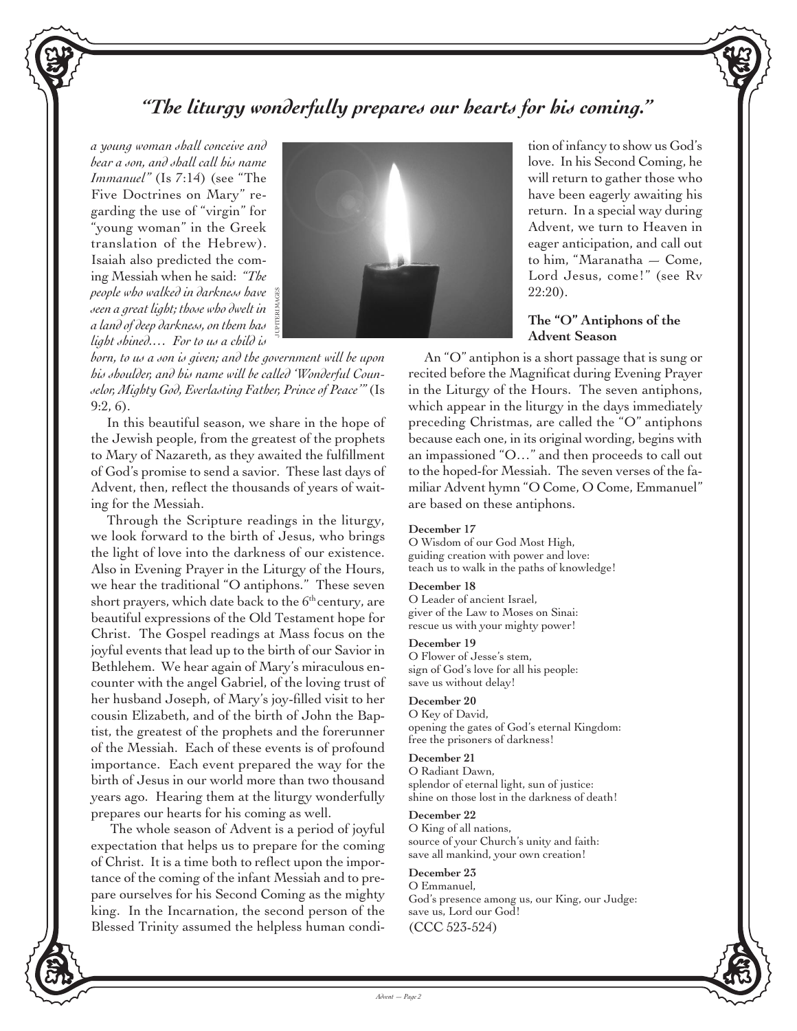## *"The liturgy wonderfully prepares our hearts for his coming."*

*a young woman shall conceive and bear a son, and shall call his name Immanuel"* (Is 7:14) (see "The Five Doctrines on Mary" regarding the use of "virgin" for "young woman" in the Greek translation of the Hebrew). Isaiah also predicted the coming Messiah when he said: *"The people who walked in darkness have seen a great light; those who dwelt in a land of deep darkness, on them has light shined.... For to us a child is born, to us a son is given; and the government will be upon his shoulder, and his name will be called 'Wonderful Counselor, Mighty God, Everlasting Father, Prince of Peace'"* (Is 9:2, 6).

In this beautiful season, we share in the hope of the Jewish people, from the greatest of the prophets to Mary of Nazareth, as they awaited the fulfillment of God's promise to send a savior. These last days of Advent, then, reflect the thousands of years of waiting for the Messiah.

Through the Scripture readings in the liturgy, we look forward to the birth of Jesus, who brings the light of love into the darkness of our existence. Also in Evening Prayer in the Liturgy of the Hours, we hear the traditional "O antiphons." These seven short prayers, which date back to the 6th century, are beautiful expressions of the Old Testament hope for Christ. The Gospel readings at Mass focus on the joyful events that lead up to the birth of our Savior in Bethlehem. We hear again of Mary's miraculous encounter with the angel Gabriel, of the loving trust of her husband Joseph, of Mary's joy-filled visit to her cousin Elizabeth, and of the birth of John the Baptist, the greatest of the prophets and the forerunner of the Messiah. Each of these events is of profound importance. Each event prepared the way for the birth of Jesus in our world more than two thousand years ago. Hearing them at the liturgy wonderfully prepares our hearts for his coming as well.

The whole season of Advent is a period of joyful expectation that helps us to prepare for the coming of Christ. It is a time both to reflect upon the importance of the coming of the infant Messiah and to prepare ourselves for his Second Coming as the mighty king. In the Incarnation, the second person of the Blessed Trinity assumed the helpless human condition of infancy to show us God's love. In his Second Coming, he will return to gather those who have been eagerly awaiting his return. In a special way during Advent, we turn to Heaven in eager anticipation, and call out to him, "Maranatha — Come, Lord Jesus, come!" (see Rv 22:20).

### The "O" Antiphons of the Advent Season

An "O" antiphon is a short passage that is sung or recited before the Magnificat during Evening Prayer in the Liturgy of the Hours. The seven antiphons, which appear in the liturgy in the days immediately preceding Christmas, are called the "O" antiphons because each one, in its original wording, begins with an impassioned "O…" and then proceeds to call out to the hoped-for Messiah. The seven verses of the familiar Advent hymn "O Come, O Come, Emmanuel" are based on these antiphons.

**December 17**
O Wisdom of our God Most High,
guiding creation with power and love:
teach us to walk in the paths of knowledge!

**December 18**
O Leader of ancient Israel,
giver of the Law to Moses on Sinai:
rescue us with your mighty power!

**December 19**
O Flower of Jesse's stem,
sign of God's love for all his people:
save us without delay!

**December 20**
O Key of David,
opening the gates of God's eternal Kingdom:
free the prisoners of darkness!

**December 21**
O Radiant Dawn,
splendor of eternal light, sun of justice:
shine on those lost in the darkness of death!

**December 22**
O King of all nations,
source of your Church's unity and faith:
save all mankind, your own creation!

**December 23**
O Emmanuel,
God's presence among us, our King, our Judge:
save us, Lord our God!

(CCC 523-524)